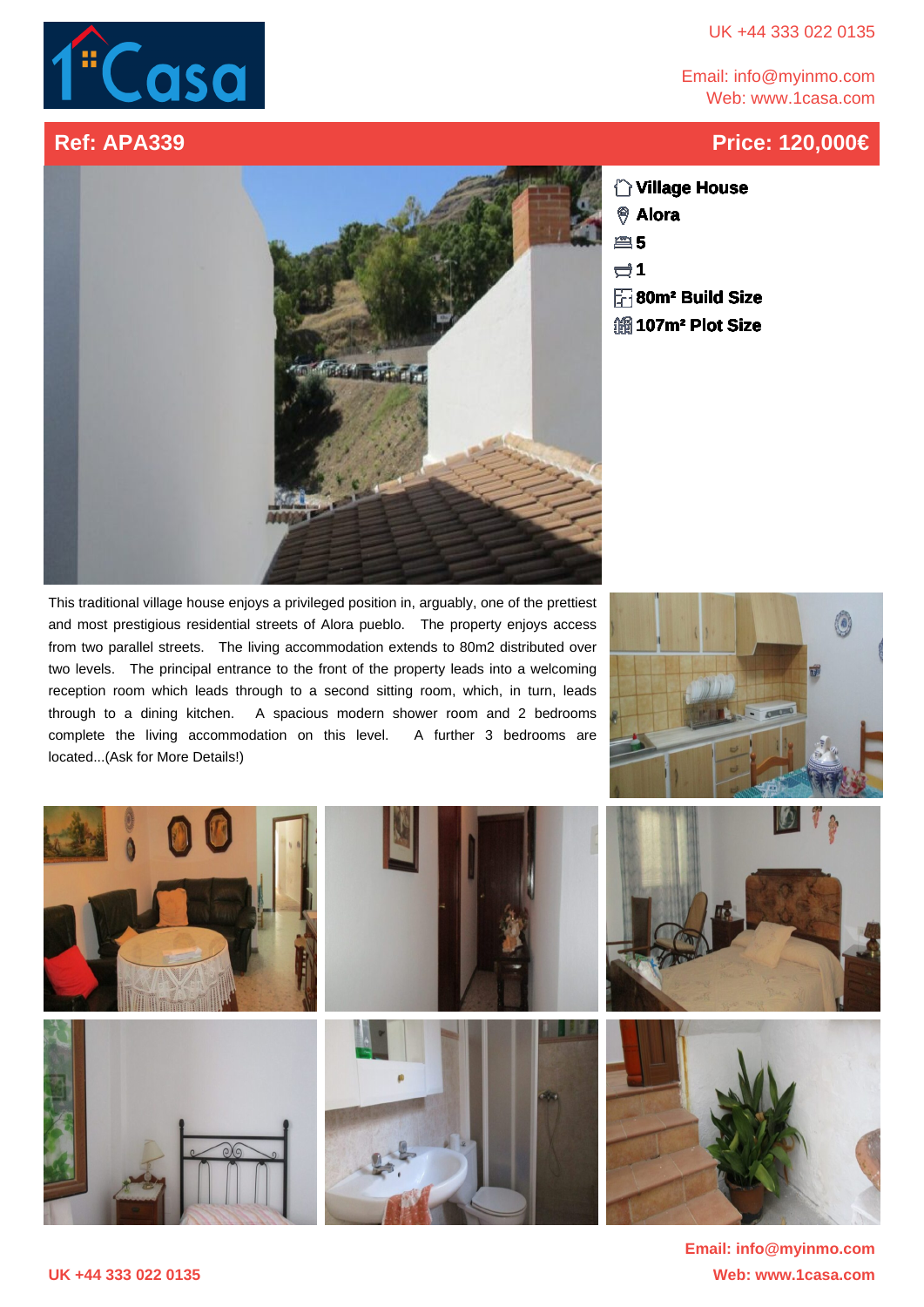UK +44 333 022 0135

Email: info@myinmo.com
Web: www.1casa.com

## Ref: APA339

## Price: 120,000€

- Village House
- Alora
- 5
- 1
- 80m² Build Size
- 107m² Plot Size

This traditional village house enjoys a privileged position in, arguably, one of the prettiest and most prestigious residential streets of Alora pueblo. The property enjoys access from two parallel streets. The living accommodation extends to 80m2 distributed over two levels. The principal entrance to the front of the property leads into a welcoming reception room which leads through to a second sitting room, which, in turn, leads through to a dining kitchen. A spacious modern shower room and 2 bedrooms complete the living accommodation on this level. A further 3 bedrooms are located...(Ask for More Details!)

**Email: info@myinmo.com**
**Web: www.1casa.com**

**UK +44 333 022 0135**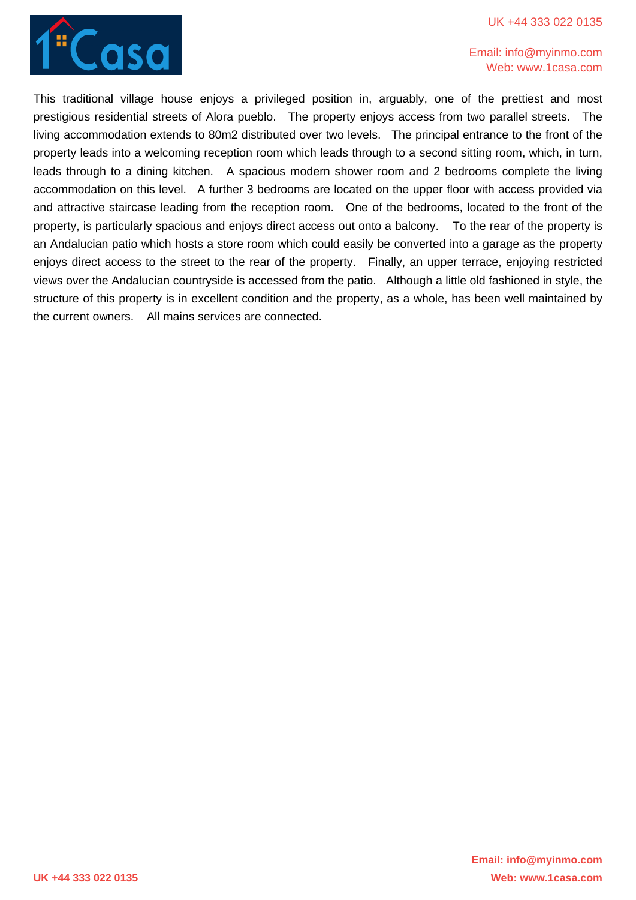This traditional village house enjoys a privileged position in, arguably, one of the prettiest and most prestigious residential streets of Alora pueblo. The property enjoys access from two parallel streets. The living accommodation extends to 80m2 distributed over two levels. The principal entrance to the front of the property leads into a welcoming reception room which leads through to a second sitting room, which, in turn, leads through to a dining kitchen. A spacious modern shower room and 2 bedrooms complete the living accommodation on this level. A further 3 bedrooms are located on the upper floor with access provided via and attractive staircase leading from the reception room. One of the bedrooms, located to the front of the property, is particularly spacious and enjoys direct access out onto a balcony. To the rear of the property is an Andalucian patio which hosts a store room which could easily be converted into a garage as the property enjoys direct access to the street to the rear of the property. Finally, an upper terrace, enjoying restricted views over the Andalucian countryside is accessed from the patio. Although a little old fashioned in style, the structure of this property is in excellent condition and the property, as a whole, has been well maintained by the current owners. All mains services are connected.